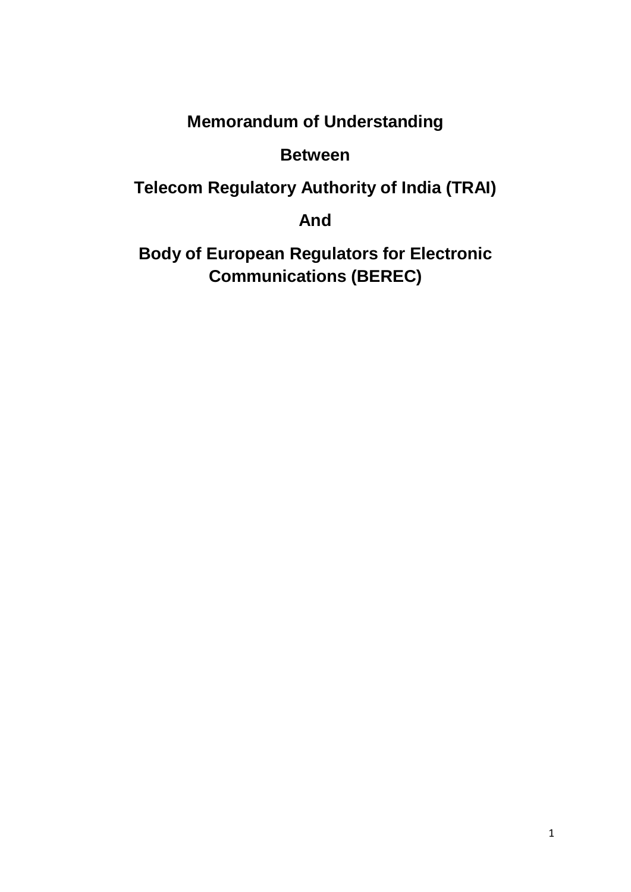# Memorandum of Understanding

## Between

## Telecom Regulatory Authority of India (TRAI)

## And

## Body of European Regulators for Electronic Communications (BEREC)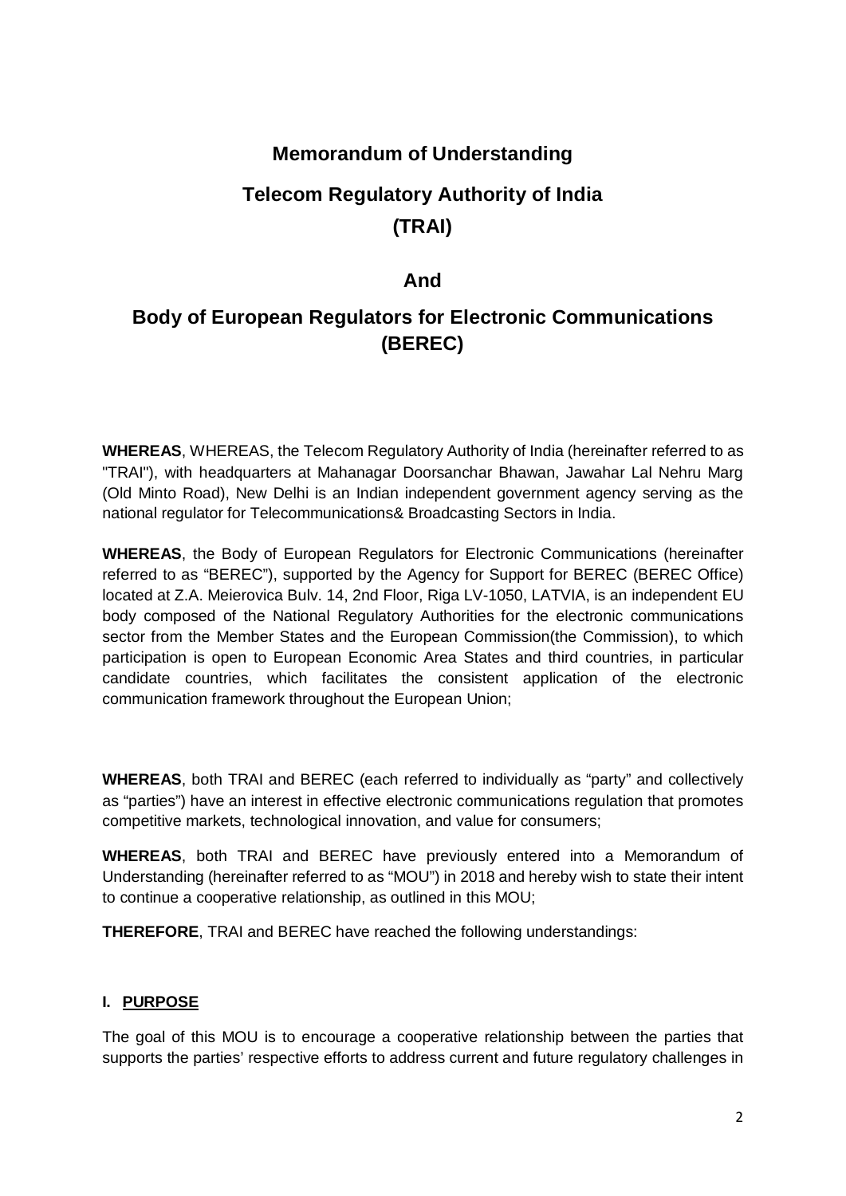# Memorandum of Understanding

## Telecom Regulatory Authority of India (TRAI)

## And

## Body of European Regulators for Electronic Communications (BEREC)

**WHEREAS**, WHEREAS, the Telecom Regulatory Authority of India (hereinafter referred to as "TRAI"), with headquarters at Mahanagar Doorsanchar Bhawan, Jawahar Lal Nehru Marg (Old Minto Road), New Delhi is an Indian independent government agency serving as the national regulator for Telecommunications& Broadcasting Sectors in India.

**WHEREAS**, the Body of European Regulators for Electronic Communications (hereinafter referred to as "BEREC"), supported by the Agency for Support for BEREC (BEREC Office) located at Z.A. Meierovica Bulv. 14, 2nd Floor, Riga LV-1050, LATVIA, is an independent EU body composed of the National Regulatory Authorities for the electronic communications sector from the Member States and the European Commission(the Commission), to which participation is open to European Economic Area States and third countries, in particular candidate countries, which facilitates the consistent application of the electronic communication framework throughout the European Union;

**WHEREAS**, both TRAI and BEREC (each referred to individually as "party" and collectively as "parties") have an interest in effective electronic communications regulation that promotes competitive markets, technological innovation, and value for consumers;

**WHEREAS**, both TRAI and BEREC have previously entered into a Memorandum of Understanding (hereinafter referred to as "MOU") in 2018 and hereby wish to state their intent to continue a cooperative relationship, as outlined in this MOU;

**THEREFORE**, TRAI and BEREC have reached the following understandings:

### I. PURPOSE

The goal of this MOU is to encourage a cooperative relationship between the parties that supports the parties' respective efforts to address current and future regulatory challenges in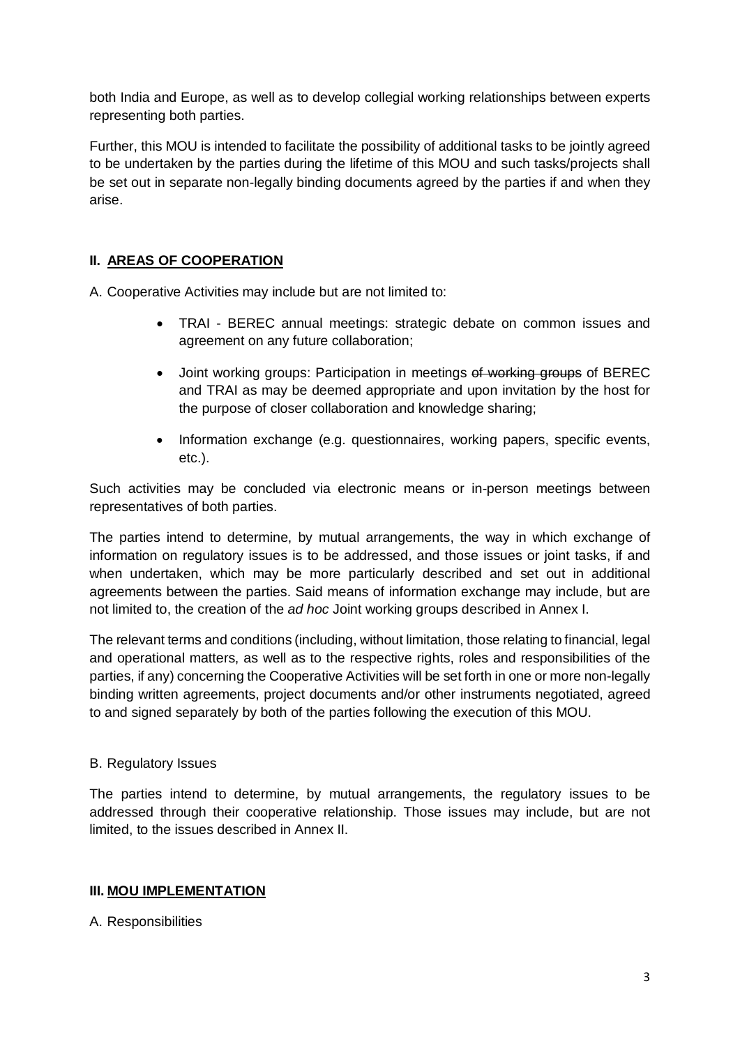both India and Europe, as well as to develop collegial working relationships between experts representing both parties.

Further, this MOU is intended to facilitate the possibility of additional tasks to be jointly agreed to be undertaken by the parties during the lifetime of this MOU and such tasks/projects shall be set out in separate non-legally binding documents agreed by the parties if and when they arise.

## II. AREAS OF COOPERATION

A. Cooperative Activities may include but are not limited to:

- TRAI - BEREC annual meetings: strategic debate on common issues and agreement on any future collaboration;
- Joint working groups: Participation in meetings ~~of working groups~~ of BEREC and TRAI as may be deemed appropriate and upon invitation by the host for the purpose of closer collaboration and knowledge sharing;
- Information exchange (e.g. questionnaires, working papers, specific events, etc.).

Such activities may be concluded via electronic means or in-person meetings between representatives of both parties.

The parties intend to determine, by mutual arrangements, the way in which exchange of information on regulatory issues is to be addressed, and those issues or joint tasks, if and when undertaken, which may be more particularly described and set out in additional agreements between the parties. Said means of information exchange may include, but are not limited to, the creation of the *ad hoc* Joint working groups described in Annex I.

The relevant terms and conditions (including, without limitation, those relating to financial, legal and operational matters, as well as to the respective rights, roles and responsibilities of the parties, if any) concerning the Cooperative Activities will be set forth in one or more non-legally binding written agreements, project documents and/or other instruments negotiated, agreed to and signed separately by both of the parties following the execution of this MOU.

B. Regulatory Issues

The parties intend to determine, by mutual arrangements, the regulatory issues to be addressed through their cooperative relationship. Those issues may include, but are not limited, to the issues described in Annex II.

## III. MOU IMPLEMENTATION

A. Responsibilities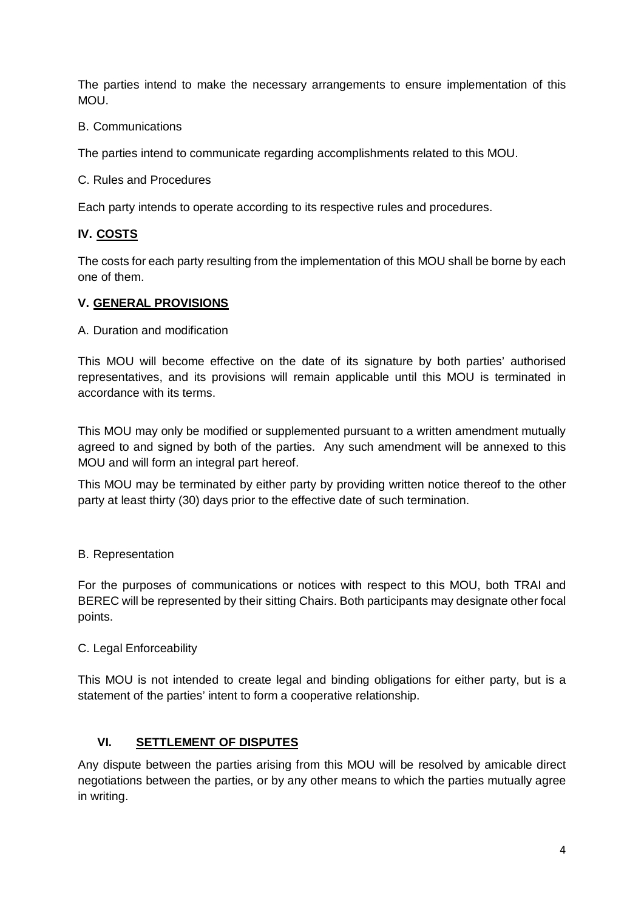The parties intend to make the necessary arrangements to ensure implementation of this MOU.

B. Communications

The parties intend to communicate regarding accomplishments related to this MOU.

C. Rules and Procedures

Each party intends to operate according to its respective rules and procedures.

## IV. <u>COSTS</u>

The costs for each party resulting from the implementation of this MOU shall be borne by each one of them.

## V. <u>GENERAL PROVISIONS</u>

A. Duration and modification

This MOU will become effective on the date of its signature by both parties' authorised representatives, and its provisions will remain applicable until this MOU is terminated in accordance with its terms.

This MOU may only be modified or supplemented pursuant to a written amendment mutually agreed to and signed by both of the parties. Any such amendment will be annexed to this MOU and will form an integral part hereof.

This MOU may be terminated by either party by providing written notice thereof to the other party at least thirty (30) days prior to the effective date of such termination.

B. Representation

For the purposes of communications or notices with respect to this MOU, both TRAI and BEREC will be represented by their sitting Chairs. Both participants may designate other focal points.

C. Legal Enforceability

This MOU is not intended to create legal and binding obligations for either party, but is a statement of the parties' intent to form a cooperative relationship.

## VI. <u>SETTLEMENT OF DISPUTES</u>

Any dispute between the parties arising from this MOU will be resolved by amicable direct negotiations between the parties, or by any other means to which the parties mutually agree in writing.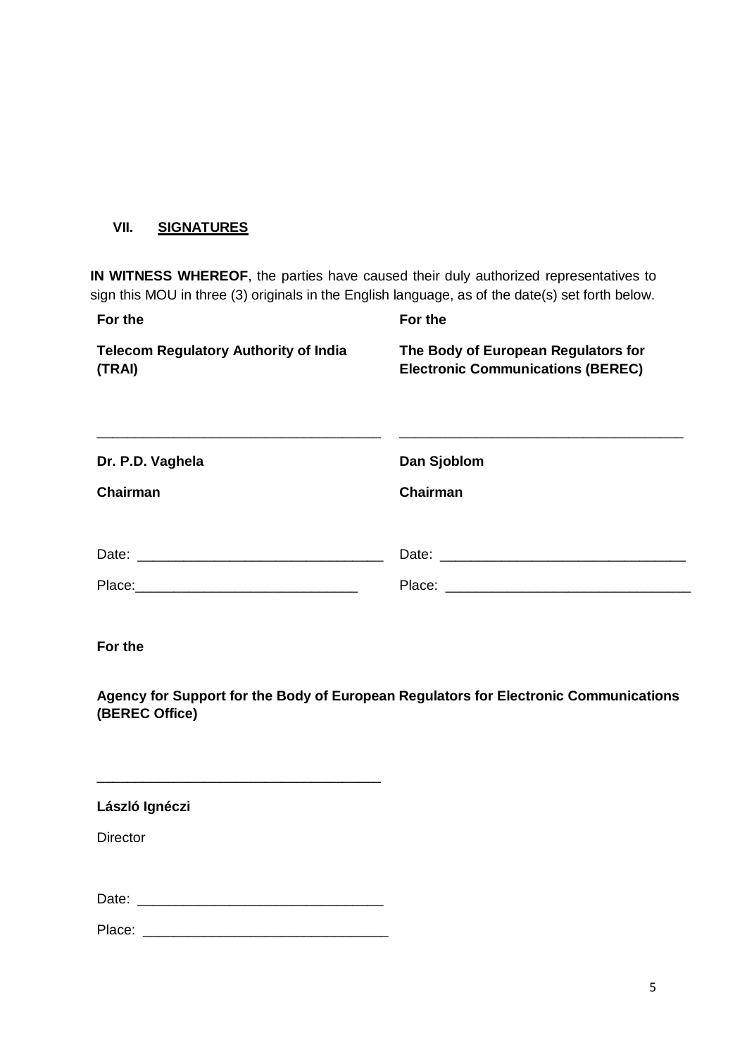## VII. SIGNATURES

**IN WITNESS WHEREOF**, the parties have caused their duly authorized representatives to sign this MOU in three (3) originals in the English language, as of the date(s) set forth below.

| For the | For the |
|---|---|
| **Telecom Regulatory Authority of India (TRAI)** | **The Body of European Regulators for Electronic Communications (BEREC)** |
| ____________________________________ | ____________________________________ |
| **Dr. P.D. Vaghela** | **Dan Sjoblom** |
| **Chairman** | **Chairman** |
| Date: _______________________________ | Date: _______________________________ |
| Place:_____________________________ | Place: _______________________________ |

**For the**

**Agency for Support for the Body of European Regulators for Electronic Communications (BEREC Office)**

____________________________________

**László Ignéczi**

Director

Date: _______________________________

Place: _______________________________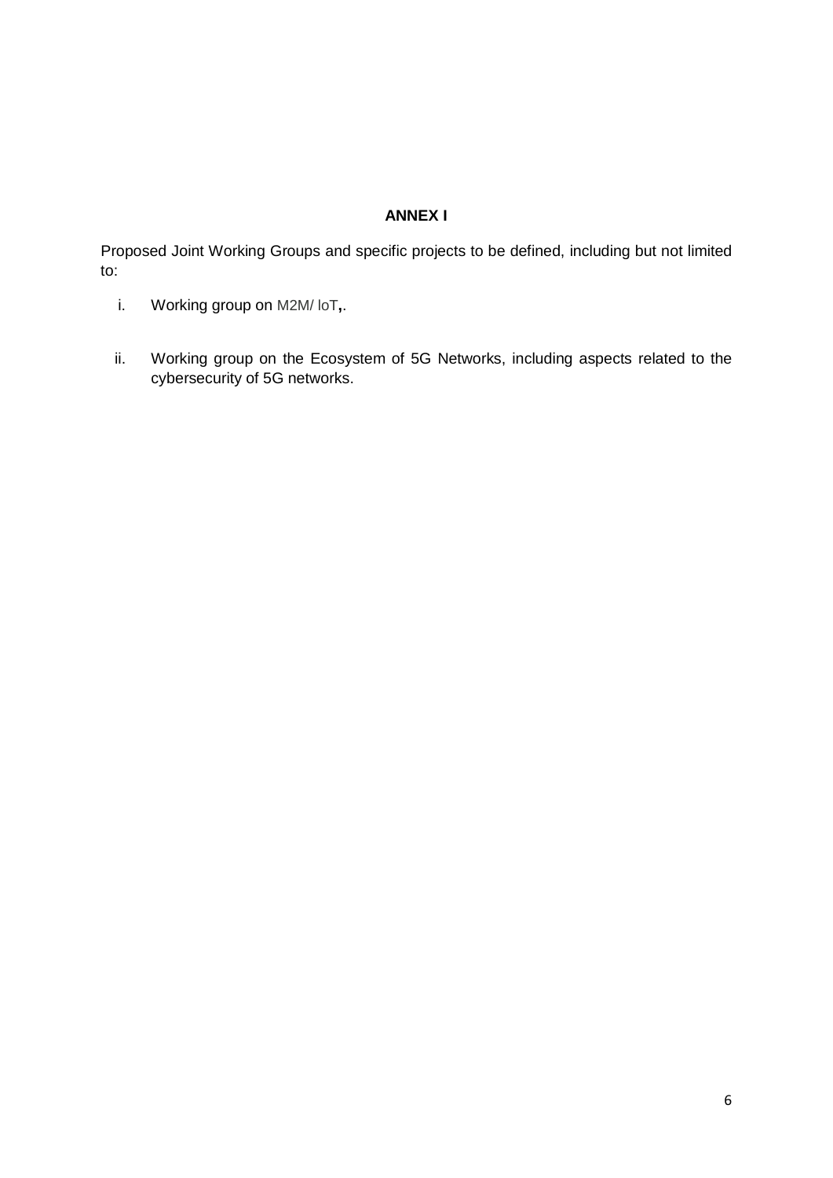**ANNEX I**

Proposed Joint Working Groups and specific projects to be defined, including but not limited to:

i. Working group on M2M/ loT,.

ii. Working group on the Ecosystem of 5G Networks, including aspects related to the cybersecurity of 5G networks.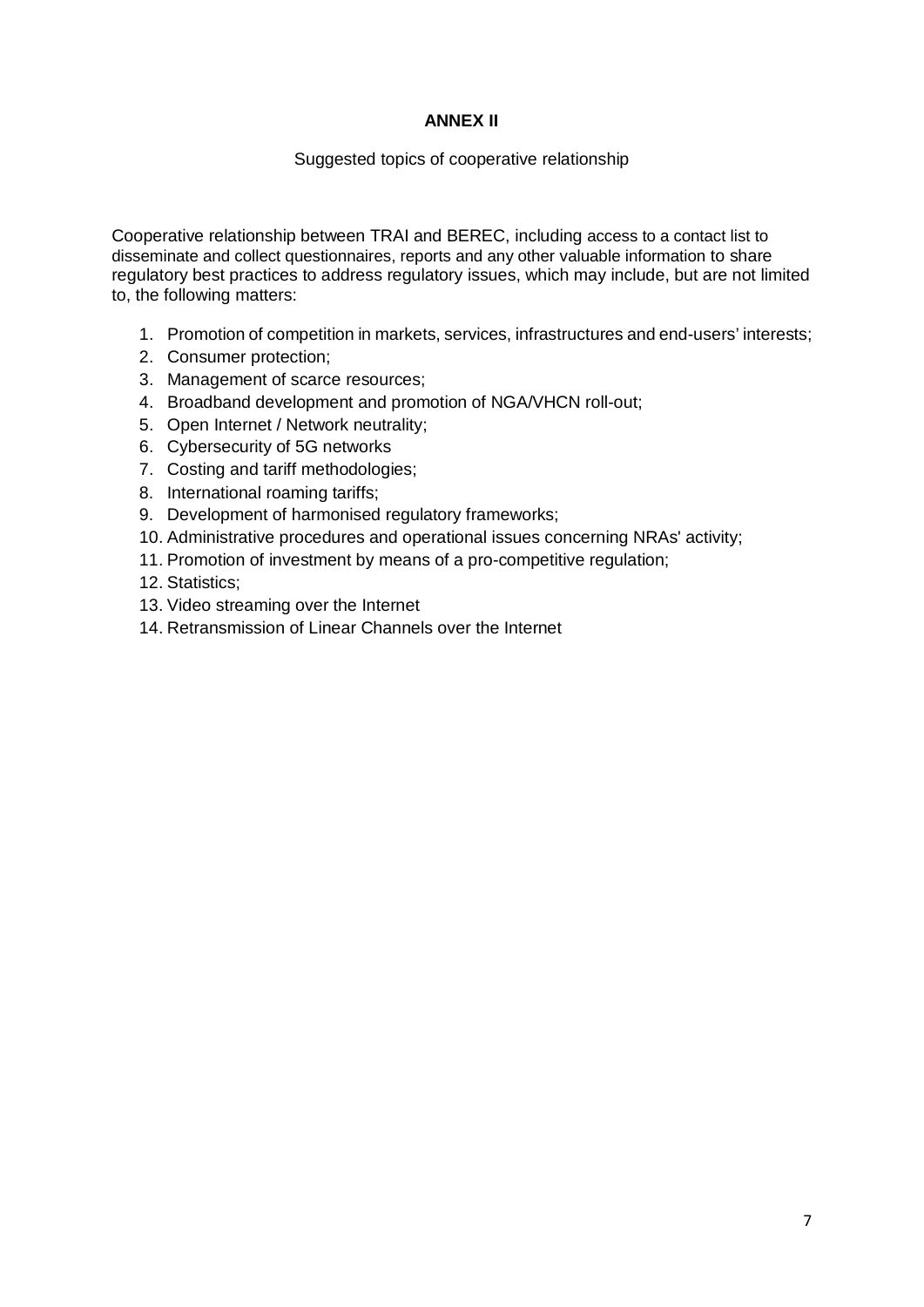**ANNEX II**

Suggested topics of cooperative relationship

Cooperative relationship between TRAI and BEREC, including access to a contact list to disseminate and collect questionnaires, reports and any other valuable information to share regulatory best practices to address regulatory issues, which may include, but are not limited to, the following matters:

1. Promotion of competition in markets, services, infrastructures and end-users' interests;
2. Consumer protection;
3. Management of scarce resources;
4. Broadband development and promotion of NGA/VHCN roll-out;
5. Open Internet / Network neutrality;
6. Cybersecurity of 5G networks
7. Costing and tariff methodologies;
8. International roaming tariffs;
9. Development of harmonised regulatory frameworks;
10. Administrative procedures and operational issues concerning NRAs' activity;
11. Promotion of investment by means of a pro-competitive regulation;
12. Statistics;
13. Video streaming over the Internet
14. Retransmission of Linear Channels over the Internet